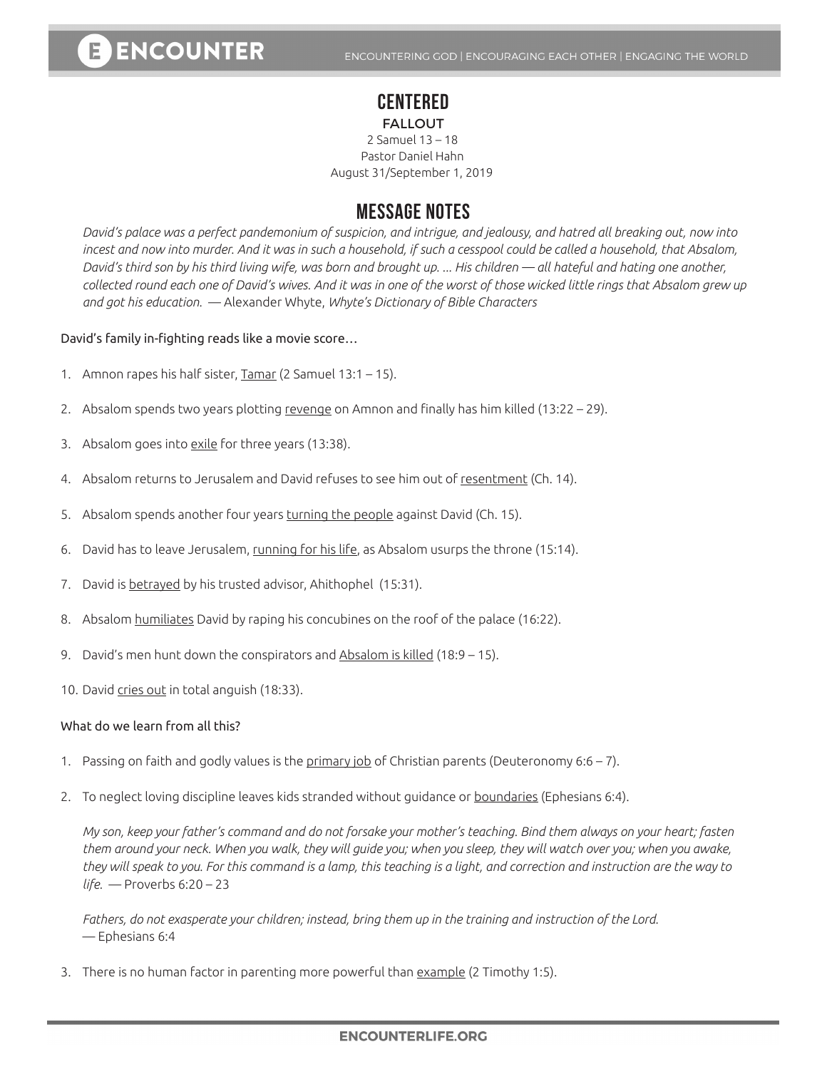# CENTERED

## FALLOUT

2 Samuel 13 – 18
Pastor Daniel Hahn
August 31/September 1, 2019

## MESSAGE NOTES

*David's palace was a perfect pandemonium of suspicion, and intrigue, and jealousy, and hatred all breaking out, now into incest and now into murder. And it was in such a household, if such a cesspool could be called a household, that Absalom, David's third son by his third living wife, was born and brought up. … His children — all hateful and hating one another, collected round each one of David's wives. And it was in one of the worst of those wicked little rings that Absalom grew up and got his education.* — Alexander Whyte, *Whyte's Dictionary of Bible Characters*

David's family in-fighting reads like a movie score…

1. Amnon rapes his half sister, Tamar (2 Samuel 13:1 – 15).
2. Absalom spends two years plotting revenge on Amnon and finally has him killed (13:22 – 29).
3. Absalom goes into exile for three years (13:38).
4. Absalom returns to Jerusalem and David refuses to see him out of resentment (Ch. 14).
5. Absalom spends another four years turning the people against David (Ch. 15).
6. David has to leave Jerusalem, running for his life, as Absalom usurps the throne (15:14).
7. David is betrayed by his trusted advisor, Ahithophel (15:31).
8. Absalom humiliates David by raping his concubines on the roof of the palace (16:22).
9. David's men hunt down the conspirators and Absalom is killed (18:9 – 15).
10. David cries out in total anguish (18:33).

What do we learn from all this?

1. Passing on faith and godly values is the primary job of Christian parents (Deuteronomy 6:6 – 7).
2. To neglect loving discipline leaves kids stranded without guidance or boundaries (Ephesians 6:4).

   *My son, keep your father's command and do not forsake your mother's teaching. Bind them always on your heart; fasten them around your neck. When you walk, they will guide you; when you sleep, they will watch over you; when you awake, they will speak to you. For this command is a lamp, this teaching is a light, and correction and instruction are the way to life.* — Proverbs 6:20 – 23

   *Fathers, do not exasperate your children; instead, bring them up in the training and instruction of the Lord.* — Ephesians 6:4

3. There is no human factor in parenting more powerful than example (2 Timothy 1:5).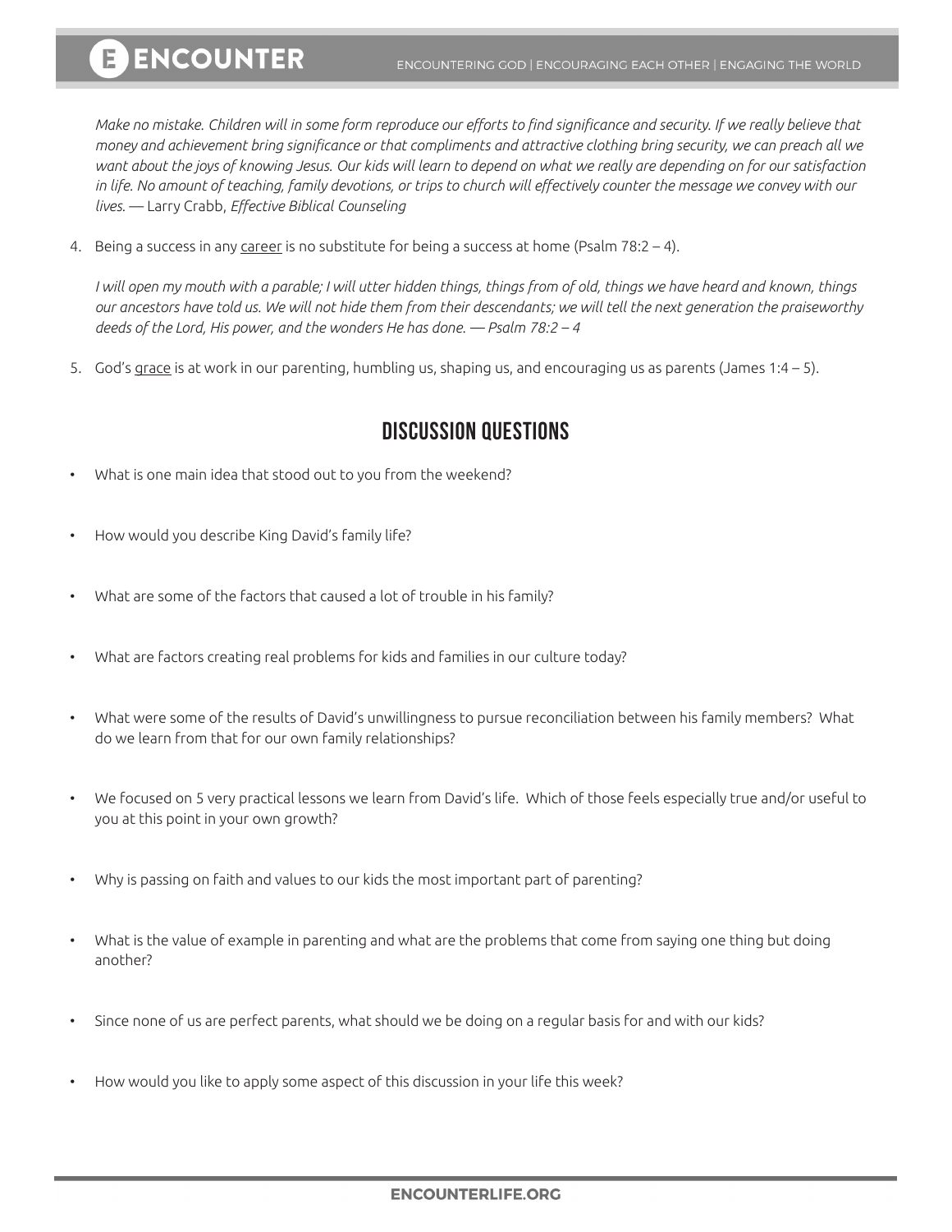*Make no mistake. Children will in some form reproduce our efforts to find significance and security. If we really believe that money and achievement bring significance or that compliments and attractive clothing bring security, we can preach all we want about the joys of knowing Jesus. Our kids will learn to depend on what we really are depending on for our satisfaction in life. No amount of teaching, family devotions, or trips to church will effectively counter the message we convey with our lives.* — Larry Crabb, *Effective Biblical Counseling*

4. Being a success in any <u>career</u> is no substitute for being a success at home (Psalm 78:2 – 4).

   *I will open my mouth with a parable; I will utter hidden things, things from of old, things we have heard and known, things our ancestors have told us. We will not hide them from their descendants; we will tell the next generation the praiseworthy deeds of the Lord, His power, and the wonders He has done. — Psalm 78:2 – 4*

5. God's <u>grace</u> is at work in our parenting, humbling us, shaping us, and encouraging us as parents (James 1:4 – 5).

## DISCUSSION QUESTIONS

- What is one main idea that stood out to you from the weekend?
- How would you describe King David's family life?
- What are some of the factors that caused a lot of trouble in his family?
- What are factors creating real problems for kids and families in our culture today?
- What were some of the results of David's unwillingness to pursue reconciliation between his family members? What do we learn from that for our own family relationships?
- We focused on 5 very practical lessons we learn from David's life. Which of those feels especially true and/or useful to you at this point in your own growth?
- Why is passing on faith and values to our kids the most important part of parenting?
- What is the value of example in parenting and what are the problems that come from saying one thing but doing another?
- Since none of us are perfect parents, what should we be doing on a regular basis for and with our kids?
- How would you like to apply some aspect of this discussion in your life this week?